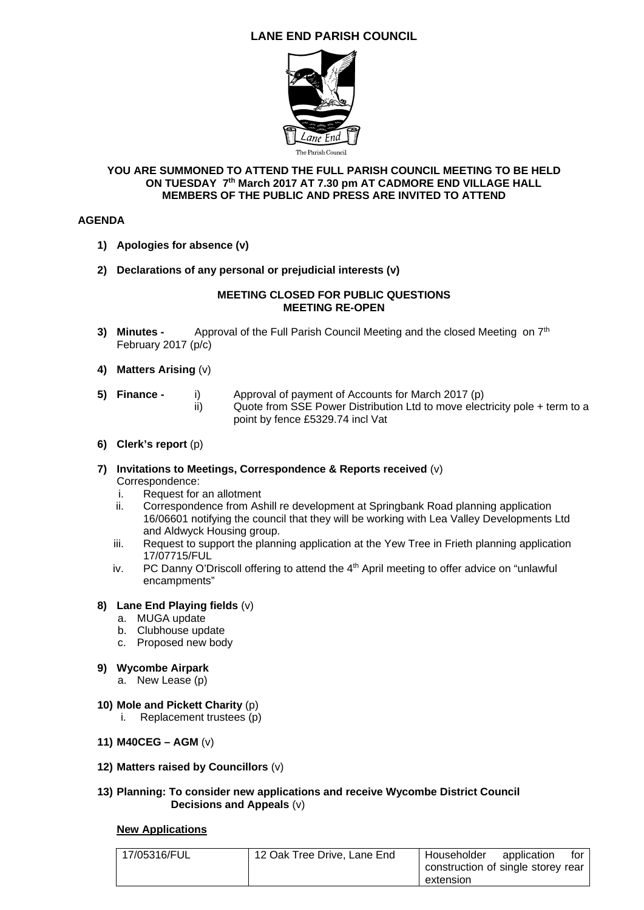# LANE END PARISH COUNCIL

The Parish Council

**YOU ARE SUMMONED TO ATTEND THE FULL PARISH COUNCIL MEETING TO BE HELD ON TUESDAY 7th March 2017 AT 7.30 pm AT CADMORE END VILLAGE HALL MEMBERS OF THE PUBLIC AND PRESS ARE INVITED TO ATTEND**

**AGENDA**

1) **Apologies for absence (v)**

2) **Declarations of any personal or prejudicial interests (v)**

**MEETING CLOSED FOR PUBLIC QUESTIONS**
**MEETING RE-OPEN**

3) **Minutes -** Approval of the Full Parish Council Meeting and the closed Meeting on 7th February 2017 (p/c)

4) **Matters Arising** (v)

5) **Finance -**
   i) Approval of payment of Accounts for March 2017 (p)
   ii) Quote from SSE Power Distribution Ltd to move electricity pole + term to a point by fence £5329.74 incl Vat

6) **Clerk's report** (p)

7) **Invitations to Meetings, Correspondence & Reports received** (v)
   Correspondence:
   i. Request for an allotment
   ii. Correspondence from Ashill re development at Springbank Road planning application 16/06601 notifying the council that they will be working with Lea Valley Developments Ltd and Aldwyck Housing group.
   iii. Request to support the planning application at the Yew Tree in Frieth planning application 17/07715/FUL
   iv. PC Danny O'Driscoll offering to attend the 4th April meeting to offer advice on "unlawful encampments"

8) **Lane End Playing fields** (v)
   a. MUGA update
   b. Clubhouse update
   c. Proposed new body

9) **Wycombe Airpark**
   a. New Lease (p)

10) **Mole and Pickett Charity** (p)
   i. Replacement trustees (p)

11) **M40CEG – AGM** (v)

12) **Matters raised by Councillors** (v)

13) **Planning: To consider new applications and receive Wycombe District Council Decisions and Appeals** (v)

**New Applications**

| 17/05316/FUL | 12 Oak Tree Drive, Lane End | Householder application for construction of single storey rear extension |
|---|---|---|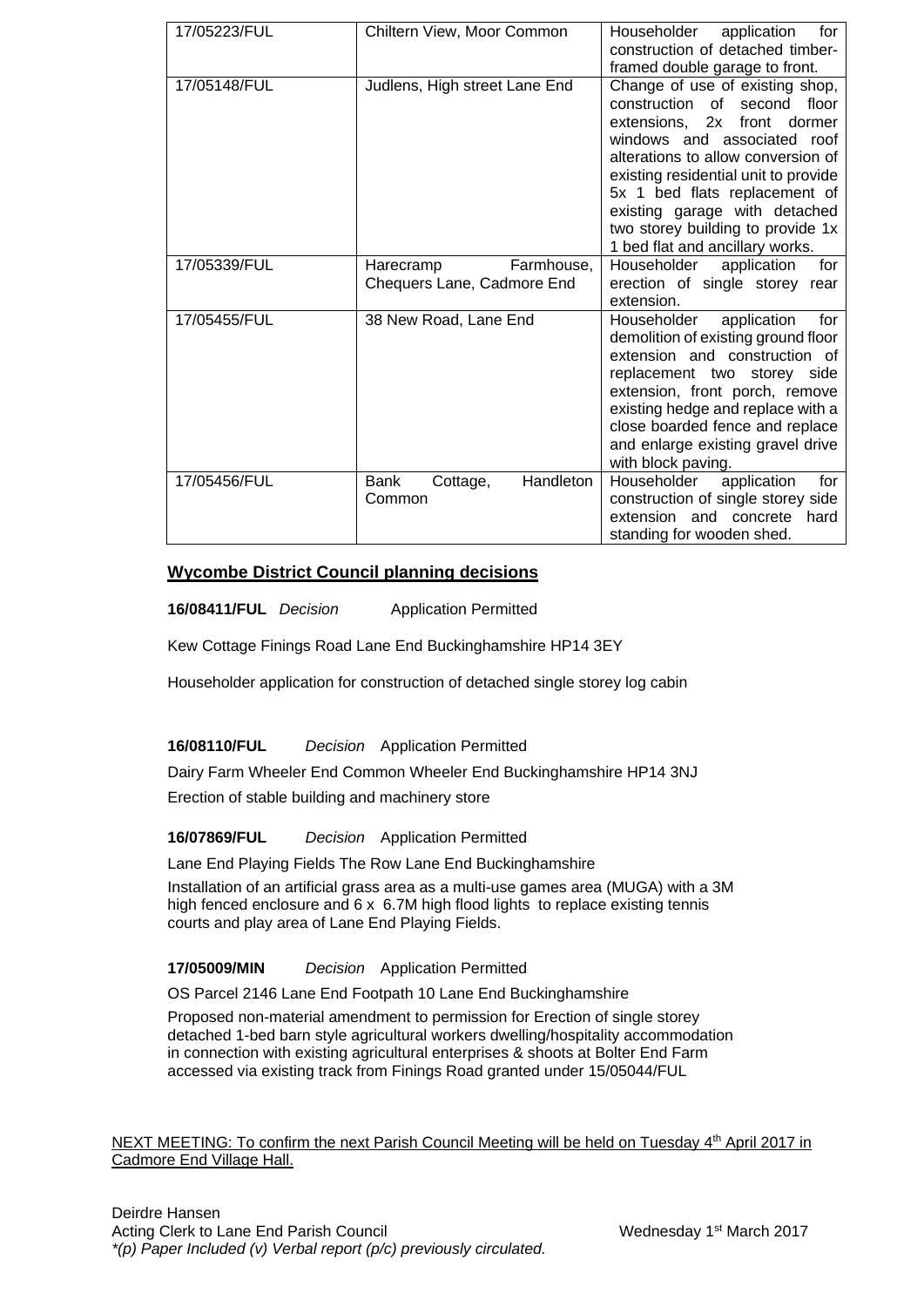| | | |
|---|---|---|
| 17/05223/FUL | Chiltern View, Moor Common | Householder application for construction of detached timber-framed double garage to front. |
| 17/05148/FUL | Judlens, High street Lane End | Change of use of existing shop, construction of second floor extensions, 2x front dormer windows and associated roof alterations to allow conversion of existing residential unit to provide 5x 1 bed flats replacement of existing garage with detached two storey building to provide 1x 1 bed flat and ancillary works. |
| 17/05339/FUL | Harecramp Farmhouse, Chequers Lane, Cadmore End | Householder application for erection of single storey rear extension. |
| 17/05455/FUL | 38 New Road, Lane End | Householder application for demolition of existing ground floor extension and construction of replacement two storey side extension, front porch, remove existing hedge and replace with a close boarded fence and replace and enlarge existing gravel drive with block paving. |
| 17/05456/FUL | Bank Cottage, Handleton Common | Householder application for construction of single storey side extension and concrete hard standing for wooden shed. |

## Wycombe District Council planning decisions

**16/08411/FUL** *Decision* Application Permitted

Kew Cottage Finings Road Lane End Buckinghamshire HP14 3EY

Householder application for construction of detached single storey log cabin

**16/08110/FUL** *Decision* Application Permitted

Dairy Farm Wheeler End Common Wheeler End Buckinghamshire HP14 3NJ

Erection of stable building and machinery store

**16/07869/FUL** *Decision* Application Permitted

Lane End Playing Fields The Row Lane End Buckinghamshire

Installation of an artificial grass area as a multi-use games area (MUGA) with a 3M high fenced enclosure and 6 x 6.7M high flood lights to replace existing tennis courts and play area of Lane End Playing Fields.

**17/05009/MIN** *Decision* Application Permitted

OS Parcel 2146 Lane End Footpath 10 Lane End Buckinghamshire

Proposed non-material amendment to permission for Erection of single storey detached 1-bed barn style agricultural workers dwelling/hospitality accommodation in connection with existing agricultural enterprises & shoots at Bolter End Farm accessed via existing track from Finings Road granted under 15/05044/FUL

NEXT MEETING: To confirm the next Parish Council Meeting will be held on Tuesday 4th April 2017 in Cadmore End Village Hall.

Deirdre Hansen
Acting Clerk to Lane End Parish Council

Wednesday 1st March 2017

*(p) Paper Included (v) Verbal report (p/c) previously circulated.*